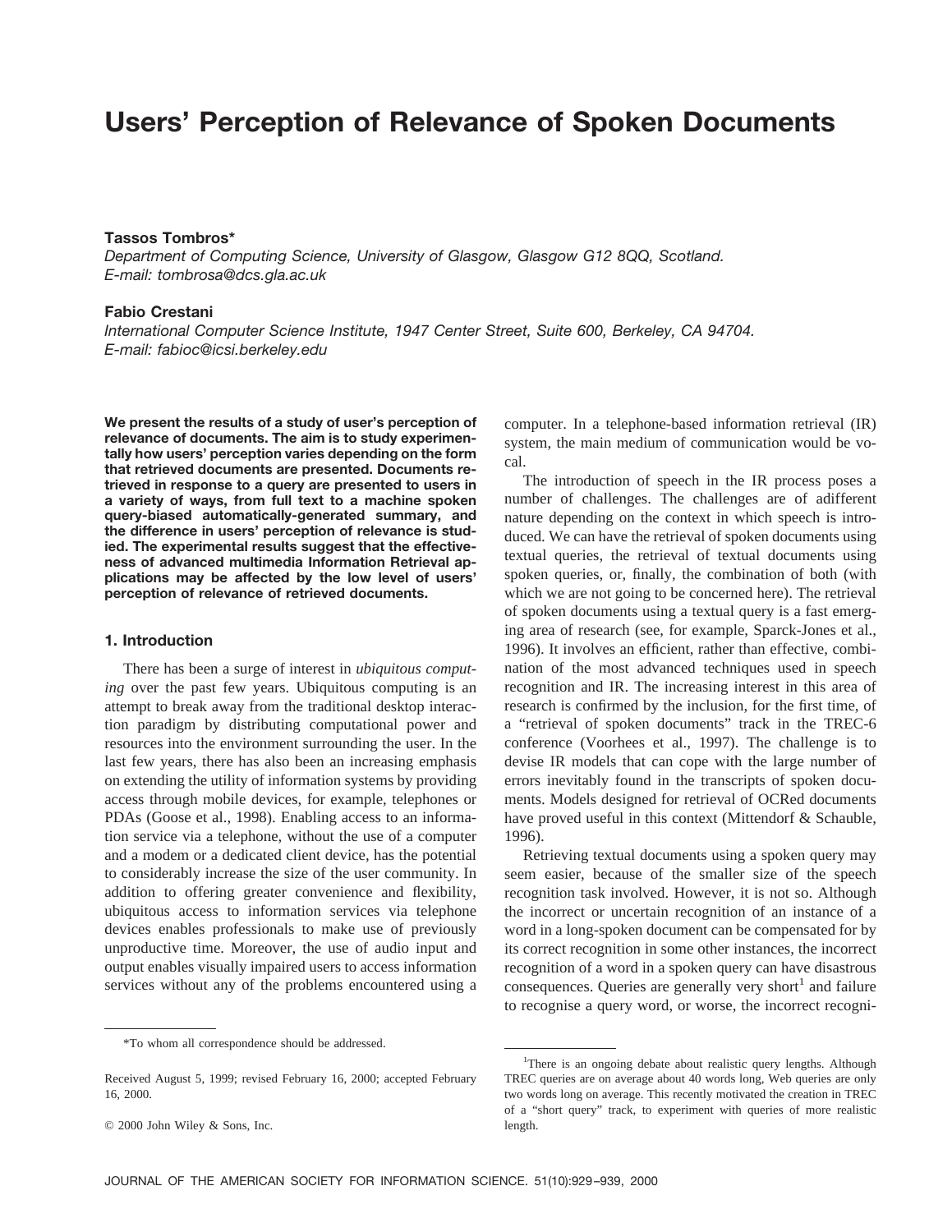# Users' Perception of Relevance of Spoken Documents

**Tassos Tombros***

*Department of Computing Science, University of Glasgow, Glasgow G12 8QQ, Scotland.*
*E-mail: tombrosa@dcs.gla.ac.uk*

**Fabio Crestani**

*International Computer Science Institute, 1947 Center Street, Suite 600, Berkeley, CA 94704.*
*E-mail: fabioc@icsi.berkeley.edu*

**We present the results of a study of user's perception of relevance of documents. The aim is to study experimentally how users' perception varies depending on the form that retrieved documents are presented. Documents retrieved in response to a query are presented to users in a variety of ways, from full text to a machine spoken query-biased automatically-generated summary, and the difference in users' perception of relevance is studied. The experimental results suggest that the effectiveness of advanced multimedia Information Retrieval applications may be affected by the low level of users' perception of relevance of retrieved documents.**

## 1. Introduction

There has been a surge of interest in *ubiquitous computing* over the past few years. Ubiquitous computing is an attempt to break away from the traditional desktop interaction paradigm by distributing computational power and resources into the environment surrounding the user. In the last few years, there has also been an increasing emphasis on extending the utility of information systems by providing access through mobile devices, for example, telephones or PDAs (Goose et al., 1998). Enabling access to an information service via a telephone, without the use of a computer and a modem or a dedicated client device, has the potential to considerably increase the size of the user community. In addition to offering greater convenience and flexibility, ubiquitous access to information services via telephone devices enables professionals to make use of previously unproductive time. Moreover, the use of audio input and output enables visually impaired users to access information services without any of the problems encountered using a computer. In a telephone-based information retrieval (IR) system, the main medium of communication would be vocal.

The introduction of speech in the IR process poses a number of challenges. The challenges are of adifferent nature depending on the context in which speech is introduced. We can have the retrieval of spoken documents using textual queries, the retrieval of textual documents using spoken queries, or, finally, the combination of both (with which we are not going to be concerned here). The retrieval of spoken documents using a textual query is a fast emerging area of research (see, for example, Sparck-Jones et al., 1996). It involves an efficient, rather than effective, combination of the most advanced techniques used in speech recognition and IR. The increasing interest in this area of research is confirmed by the inclusion, for the first time, of a "retrieval of spoken documents" track in the TREC-6 conference (Voorhees et al., 1997). The challenge is to devise IR models that can cope with the large number of errors inevitably found in the transcripts of spoken documents. Models designed for retrieval of OCRed documents have proved useful in this context (Mittendorf & Schauble, 1996).

Retrieving textual documents using a spoken query may seem easier, because of the smaller size of the speech recognition task involved. However, it is not so. Although the incorrect or uncertain recognition of an instance of a word in a long-spoken document can be compensated for by its correct recognition in some other instances, the incorrect recognition of a word in a spoken query can have disastrous consequences. Queries are generally very short[1] and failure to recognise a query word, or worse, the incorrect recogni-

*To whom all correspondence should be addressed.

Received August 5, 1999; revised February 16, 2000; accepted February 16, 2000.

© 2000 John Wiley & Sons, Inc.

[1] There is an ongoing debate about realistic query lengths. Although TREC queries are on average about 40 words long, Web queries are only two words long on average. This recently motivated the creation in TREC of a "short query" track, to experiment with queries of more realistic length.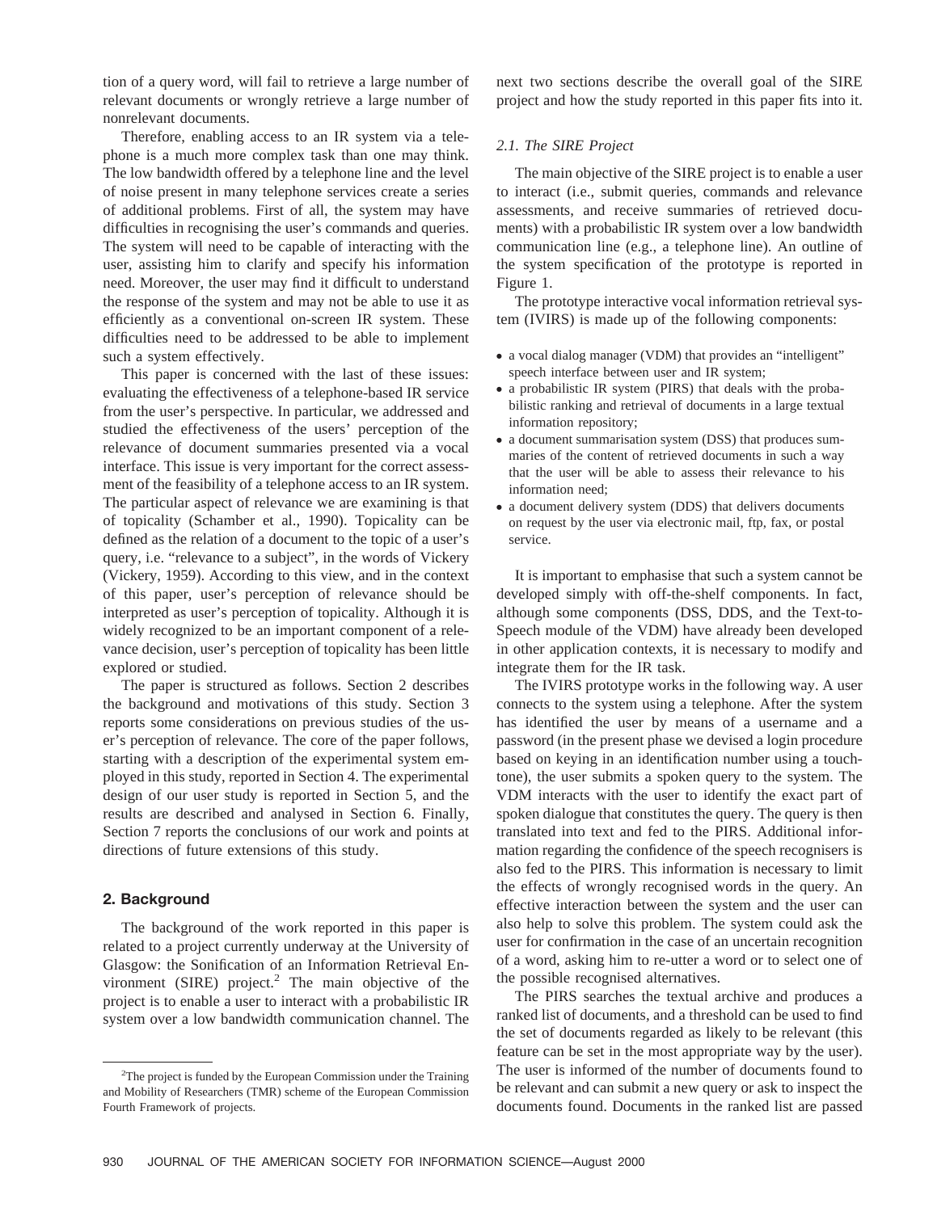tion of a query word, will fail to retrieve a large number of relevant documents or wrongly retrieve a large number of nonrelevant documents.

Therefore, enabling access to an IR system via a telephone is a much more complex task than one may think. The low bandwidth offered by a telephone line and the level of noise present in many telephone services create a series of additional problems. First of all, the system may have difficulties in recognising the user's commands and queries. The system will need to be capable of interacting with the user, assisting him to clarify and specify his information need. Moreover, the user may find it difficult to understand the response of the system and may not be able to use it as efficiently as a conventional on-screen IR system. These difficulties need to be addressed to be able to implement such a system effectively.

This paper is concerned with the last of these issues: evaluating the effectiveness of a telephone-based IR service from the user's perspective. In particular, we addressed and studied the effectiveness of the users' perception of the relevance of document summaries presented via a vocal interface. This issue is very important for the correct assessment of the feasibility of a telephone access to an IR system. The particular aspect of relevance we are examining is that of topicality (Schamber et al., 1990). Topicality can be defined as the relation of a document to the topic of a user's query, i.e. "relevance to a subject", in the words of Vickery (Vickery, 1959). According to this view, and in the context of this paper, user's perception of relevance should be interpreted as user's perception of topicality. Although it is widely recognized to be an important component of a relevance decision, user's perception of topicality has been little explored or studied.

The paper is structured as follows. Section 2 describes the background and motivations of this study. Section 3 reports some considerations on previous studies of the user's perception of relevance. The core of the paper follows, starting with a description of the experimental system employed in this study, reported in Section 4. The experimental design of our user study is reported in Section 5, and the results are described and analysed in Section 6. Finally, Section 7 reports the conclusions of our work and points at directions of future extensions of this study.

## 2. Background

The background of the work reported in this paper is related to a project currently underway at the University of Glasgow: the Sonification of an Information Retrieval Environment (SIRE) project.[2] The main objective of the project is to enable a user to interact with a probabilistic IR system over a low bandwidth communication channel. The next two sections describe the overall goal of the SIRE project and how the study reported in this paper fits into it.

### 2.1. The SIRE Project

The main objective of the SIRE project is to enable a user to interact (i.e., submit queries, commands and relevance assessments, and receive summaries of retrieved documents) with a probabilistic IR system over a low bandwidth communication line (e.g., a telephone line). An outline of the system specification of the prototype is reported in Figure 1.

The prototype interactive vocal information retrieval system (IVIRS) is made up of the following components:

- a vocal dialog manager (VDM) that provides an "intelligent" speech interface between user and IR system;
- a probabilistic IR system (PIRS) that deals with the probabilistic ranking and retrieval of documents in a large textual information repository;
- a document summarisation system (DSS) that produces summaries of the content of retrieved documents in such a way that the user will be able to assess their relevance to his information need;
- a document delivery system (DDS) that delivers documents on request by the user via electronic mail, ftp, fax, or postal service.

It is important to emphasise that such a system cannot be developed simply with off-the-shelf components. In fact, although some components (DSS, DDS, and the Text-to-Speech module of the VDM) have already been developed in other application contexts, it is necessary to modify and integrate them for the IR task.

The IVIRS prototype works in the following way. A user connects to the system using a telephone. After the system has identified the user by means of a username and a password (in the present phase we devised a login procedure based on keying in an identification number using a touchtone), the user submits a spoken query to the system. The VDM interacts with the user to identify the exact part of spoken dialogue that constitutes the query. The query is then translated into text and fed to the PIRS. Additional information regarding the confidence of the speech recognisers is also fed to the PIRS. This information is necessary to limit the effects of wrongly recognised words in the query. An effective interaction between the system and the user can also help to solve this problem. The system could ask the user for confirmation in the case of an uncertain recognition of a word, asking him to re-utter a word or to select one of the possible recognised alternatives.

The PIRS searches the textual archive and produces a ranked list of documents, and a threshold can be used to find the set of documents regarded as likely to be relevant (this feature can be set in the most appropriate way by the user). The user is informed of the number of documents found to be relevant and can submit a new query or ask to inspect the documents found. Documents in the ranked list are passed

[2]The project is funded by the European Commission under the Training and Mobility of Researchers (TMR) scheme of the European Commission Fourth Framework of projects.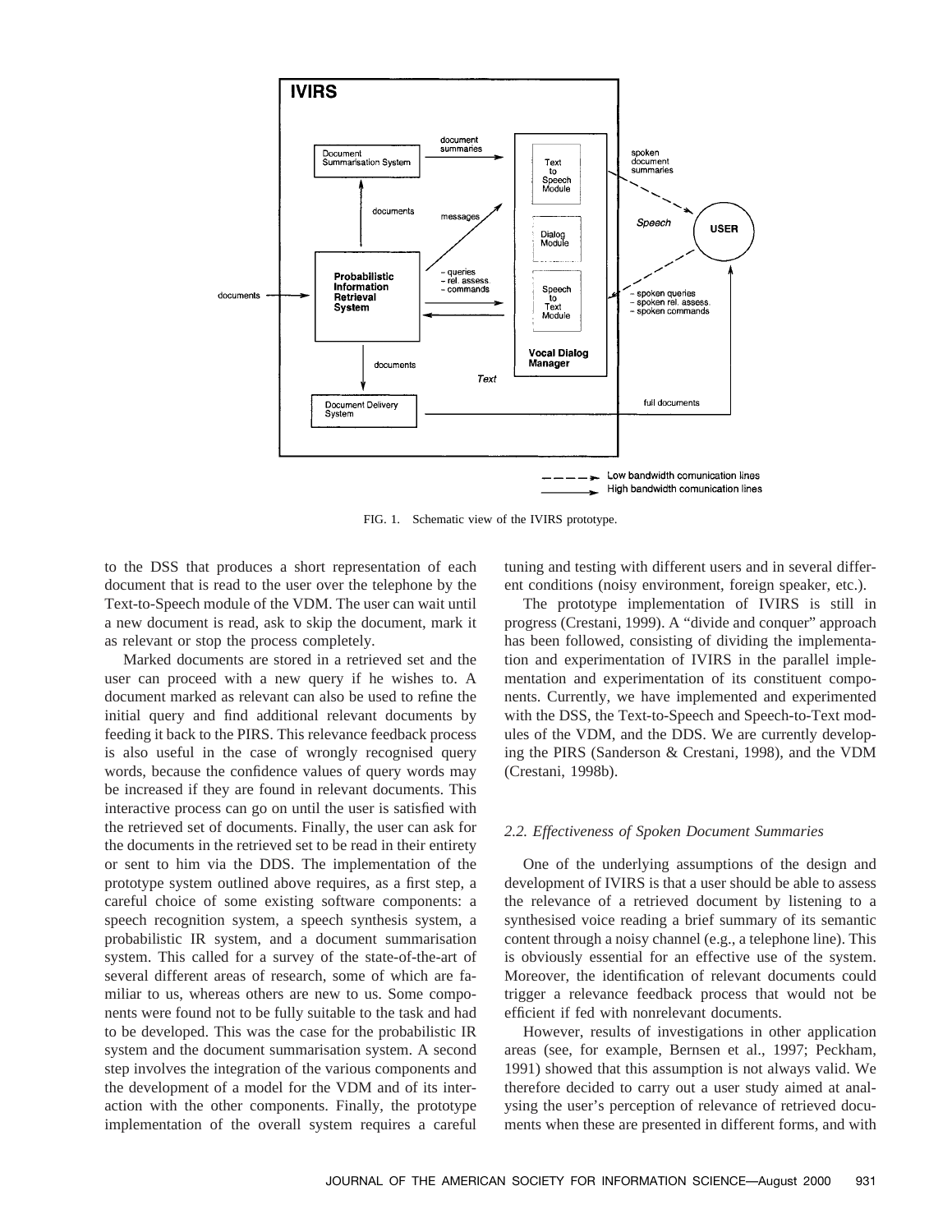IVIRS

document summaries

Document Summarisation System

Text to Speech Module

spoken document summaries

documents

messages

Speech

USER

Dialog Module

documents

Probabilistic Information Retrieval System

– queries
– rel. assess.
– commands

Speech to Text Module

– spoken queries
– spoken rel. assess.
– spoken commands

documents

Vocal Dialog Manager

Text

Document Delivery System

full documents

Low bandwidth comunication lines

High bandwidth comunication lines

FIG. 1. Schematic view of the IVIRS prototype.

to the DSS that produces a short representation of each document that is read to the user over the telephone by the Text-to-Speech module of the VDM. The user can wait until a new document is read, ask to skip the document, mark it as relevant or stop the process completely.

Marked documents are stored in a retrieved set and the user can proceed with a new query if he wishes to. A document marked as relevant can also be used to refine the initial query and find additional relevant documents by feeding it back to the PIRS. This relevance feedback process is also useful in the case of wrongly recognised query words, because the confidence values of query words may be increased if they are found in relevant documents. This interactive process can go on until the user is satisfied with the retrieved set of documents. Finally, the user can ask for the documents in the retrieved set to be read in their entirety or sent to him via the DDS. The implementation of the prototype system outlined above requires, as a first step, a careful choice of some existing software components: a speech recognition system, a speech synthesis system, a probabilistic IR system, and a document summarisation system. This called for a survey of the state-of-the-art of several different areas of research, some of which are familiar to us, whereas others are new to us. Some components were found not to be fully suitable to the task and had to be developed. This was the case for the probabilistic IR system and the document summarisation system. A second step involves the integration of the various components and the development of a model for the VDM and of its interaction with the other components. Finally, the prototype implementation of the overall system requires a careful tuning and testing with different users and in several different conditions (noisy environment, foreign speaker, etc.).

The prototype implementation of IVIRS is still in progress (Crestani, 1999). A "divide and conquer" approach has been followed, consisting of dividing the implementation and experimentation of IVIRS in the parallel implementation and experimentation of its constituent components. Currently, we have implemented and experimented with the DSS, the Text-to-Speech and Speech-to-Text modules of the VDM, and the DDS. We are currently developing the PIRS (Sanderson & Crestani, 1998), and the VDM (Crestani, 1998b).

### *2.2. Effectiveness of Spoken Document Summaries*

One of the underlying assumptions of the design and development of IVIRS is that a user should be able to assess the relevance of a retrieved document by listening to a synthesised voice reading a brief summary of its semantic content through a noisy channel (e.g., a telephone line). This is obviously essential for an effective use of the system. Moreover, the identification of relevant documents could trigger a relevance feedback process that would not be efficient if fed with nonrelevant documents.

However, results of investigations in other application areas (see, for example, Bernsen et al., 1997; Peckham, 1991) showed that this assumption is not always valid. We therefore decided to carry out a user study aimed at analysing the user's perception of relevance of retrieved documents when these are presented in different forms, and with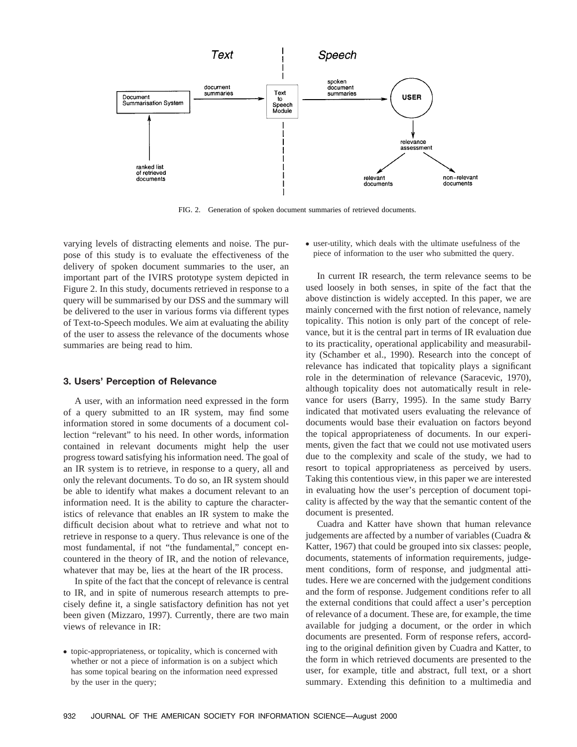FIG. 2. Generation of spoken document summaries of retrieved documents.

varying levels of distracting elements and noise. The purpose of this study is to evaluate the effectiveness of the delivery of spoken document summaries to the user, an important part of the IVIRS prototype system depicted in Figure 2. In this study, documents retrieved in response to a query will be summarised by our DSS and the summary will be delivered to the user in various forms via different types of Text-to-Speech modules. We aim at evaluating the ability of the user to assess the relevance of the documents whose summaries are being read to him.

## 3. Users' Perception of Relevance

A user, with an information need expressed in the form of a query submitted to an IR system, may find some information stored in some documents of a document collection "relevant" to his need. In other words, information contained in relevant documents might help the user progress toward satisfying his information need. The goal of an IR system is to retrieve, in response to a query, all and only the relevant documents. To do so, an IR system should be able to identify what makes a document relevant to an information need. It is the ability to capture the characteristics of relevance that enables an IR system to make the difficult decision about what to retrieve and what not to retrieve in response to a query. Thus relevance is one of the most fundamental, if not "the fundamental," concept encountered in the theory of IR, and the notion of relevance, whatever that may be, lies at the heart of the IR process.

In spite of the fact that the concept of relevance is central to IR, and in spite of numerous research attempts to precisely define it, a single satisfactory definition has not yet been given (Mizzaro, 1997). Currently, there are two main views of relevance in IR:

- topic-appropriateness, or topicality, which is concerned with whether or not a piece of information is on a subject which has some topical bearing on the information need expressed by the user in the query;
- user-utility, which deals with the ultimate usefulness of the piece of information to the user who submitted the query.

In current IR research, the term relevance seems to be used loosely in both senses, in spite of the fact that the above distinction is widely accepted. In this paper, we are mainly concerned with the first notion of relevance, namely topicality. This notion is only part of the concept of relevance, but it is the central part in terms of IR evaluation due to its practicality, operational applicability and measurability (Schamber et al., 1990). Research into the concept of relevance has indicated that topicality plays a significant role in the determination of relevance (Saracevic, 1970), although topicality does not automatically result in relevance for users (Barry, 1995). In the same study Barry indicated that motivated users evaluating the relevance of documents would base their evaluation on factors beyond the topical appropriateness of documents. In our experiments, given the fact that we could not use motivated users due to the complexity and scale of the study, we had to resort to topical appropriateness as perceived by users. Taking this contentious view, in this paper we are interested in evaluating how the user's perception of document topicality is affected by the way that the semantic content of the document is presented.

Cuadra and Katter have shown that human relevance judgements are affected by a number of variables (Cuadra & Katter, 1967) that could be grouped into six classes: people, documents, statements of information requirements, judgement conditions, form of response, and judgmental attitudes. Here we are concerned with the judgement conditions and the form of response. Judgement conditions refer to all the external conditions that could affect a user's perception of relevance of a document. These are, for example, the time available for judging a document, or the order in which documents are presented. Form of response refers, according to the original definition given by Cuadra and Katter, to the form in which retrieved documents are presented to the user, for example, title and abstract, full text, or a short summary. Extending this definition to a multimedia and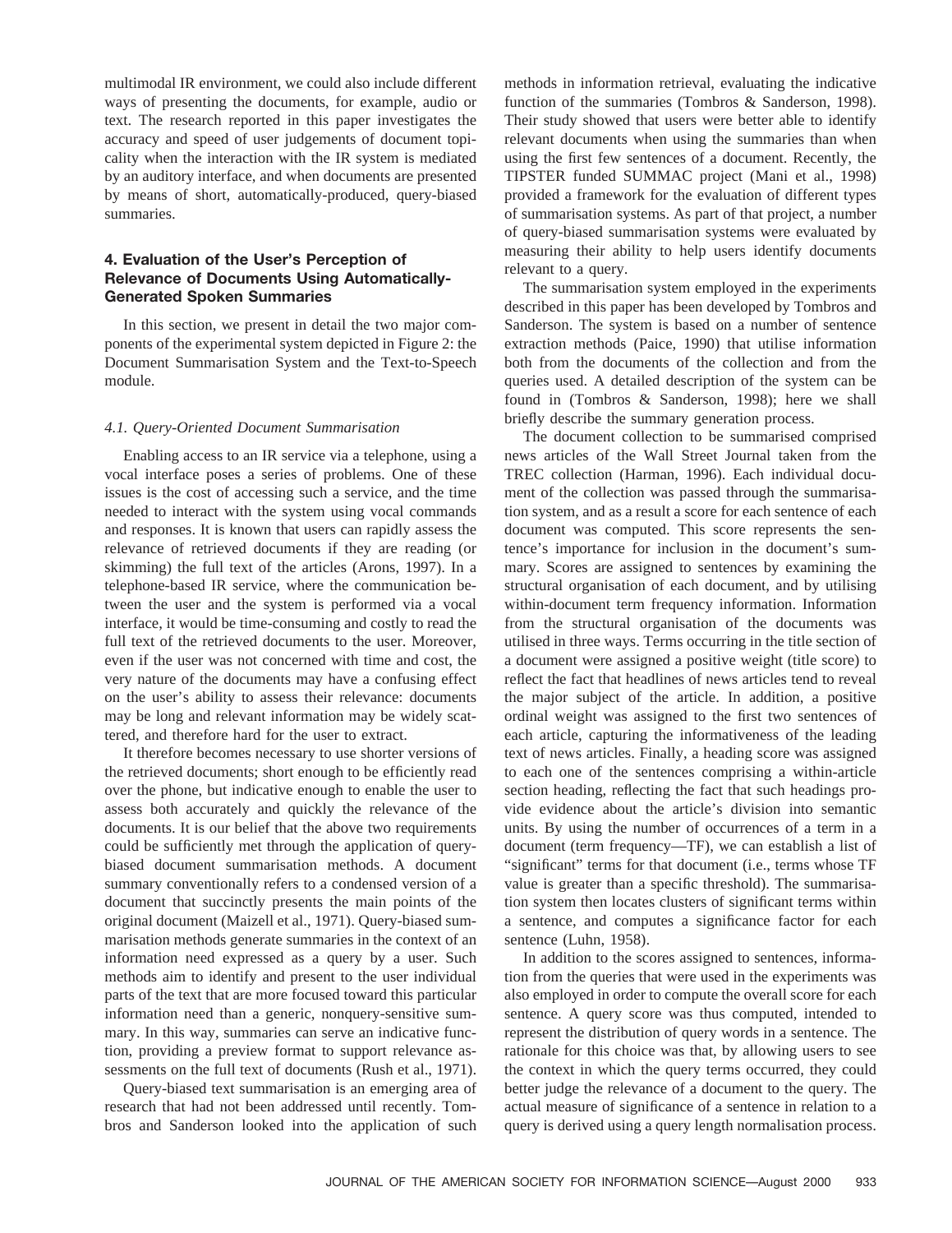multimodal IR environment, we could also include different ways of presenting the documents, for example, audio or text. The research reported in this paper investigates the accuracy and speed of user judgements of document topicality when the interaction with the IR system is mediated by an auditory interface, and when documents are presented by means of short, automatically-produced, query-biased summaries.

## 4. Evaluation of the User's Perception of Relevance of Documents Using Automatically-Generated Spoken Summaries

In this section, we present in detail the two major components of the experimental system depicted in Figure 2: the Document Summarisation System and the Text-to-Speech module.

### *4.1. Query-Oriented Document Summarisation*

Enabling access to an IR service via a telephone, using a vocal interface poses a series of problems. One of these issues is the cost of accessing such a service, and the time needed to interact with the system using vocal commands and responses. It is known that users can rapidly assess the relevance of retrieved documents if they are reading (or skimming) the full text of the articles (Arons, 1997). In a telephone-based IR service, where the communication between the user and the system is performed via a vocal interface, it would be time-consuming and costly to read the full text of the retrieved documents to the user. Moreover, even if the user was not concerned with time and cost, the very nature of the documents may have a confusing effect on the user's ability to assess their relevance: documents may be long and relevant information may be widely scattered, and therefore hard for the user to extract.

It therefore becomes necessary to use shorter versions of the retrieved documents; short enough to be efficiently read over the phone, but indicative enough to enable the user to assess both accurately and quickly the relevance of the documents. It is our belief that the above two requirements could be sufficiently met through the application of query-biased document summarisation methods. A document summary conventionally refers to a condensed version of a document that succinctly presents the main points of the original document (Maizell et al., 1971). Query-biased summarisation methods generate summaries in the context of an information need expressed as a query by a user. Such methods aim to identify and present to the user individual parts of the text that are more focused toward this particular information need than a generic, nonquery-sensitive summary. In this way, summaries can serve an indicative function, providing a preview format to support relevance assessments on the full text of documents (Rush et al., 1971).

Query-biased text summarisation is an emerging area of research that had not been addressed until recently. Tombros and Sanderson looked into the application of such methods in information retrieval, evaluating the indicative function of the summaries (Tombros & Sanderson, 1998). Their study showed that users were better able to identify relevant documents when using the summaries than when using the first few sentences of a document. Recently, the TIPSTER funded SUMMAC project (Mani et al., 1998) provided a framework for the evaluation of different types of summarisation systems. As part of that project, a number of query-biased summarisation systems were evaluated by measuring their ability to help users identify documents relevant to a query.

The summarisation system employed in the experiments described in this paper has been developed by Tombros and Sanderson. The system is based on a number of sentence extraction methods (Paice, 1990) that utilise information both from the documents of the collection and from the queries used. A detailed description of the system can be found in (Tombros & Sanderson, 1998); here we shall briefly describe the summary generation process.

The document collection to be summarised comprised news articles of the Wall Street Journal taken from the TREC collection (Harman, 1996). Each individual document of the collection was passed through the summarisation system, and as a result a score for each sentence of each document was computed. This score represents the sentence's importance for inclusion in the document's summary. Scores are assigned to sentences by examining the structural organisation of each document, and by utilising within-document term frequency information. Information from the structural organisation of the documents was utilised in three ways. Terms occurring in the title section of a document were assigned a positive weight (title score) to reflect the fact that headlines of news articles tend to reveal the major subject of the article. In addition, a positive ordinal weight was assigned to the first two sentences of each article, capturing the informativeness of the leading text of news articles. Finally, a heading score was assigned to each one of the sentences comprising a within-article section heading, reflecting the fact that such headings provide evidence about the article's division into semantic units. By using the number of occurrences of a term in a document (term frequency—TF), we can establish a list of "significant" terms for that document (i.e., terms whose TF value is greater than a specific threshold). The summarisation system then locates clusters of significant terms within a sentence, and computes a significance factor for each sentence (Luhn, 1958).

In addition to the scores assigned to sentences, information from the queries that were used in the experiments was also employed in order to compute the overall score for each sentence. A query score was thus computed, intended to represent the distribution of query words in a sentence. The rationale for this choice was that, by allowing users to see the context in which the query terms occurred, they could better judge the relevance of a document to the query. The actual measure of significance of a sentence in relation to a query is derived using a query length normalisation process.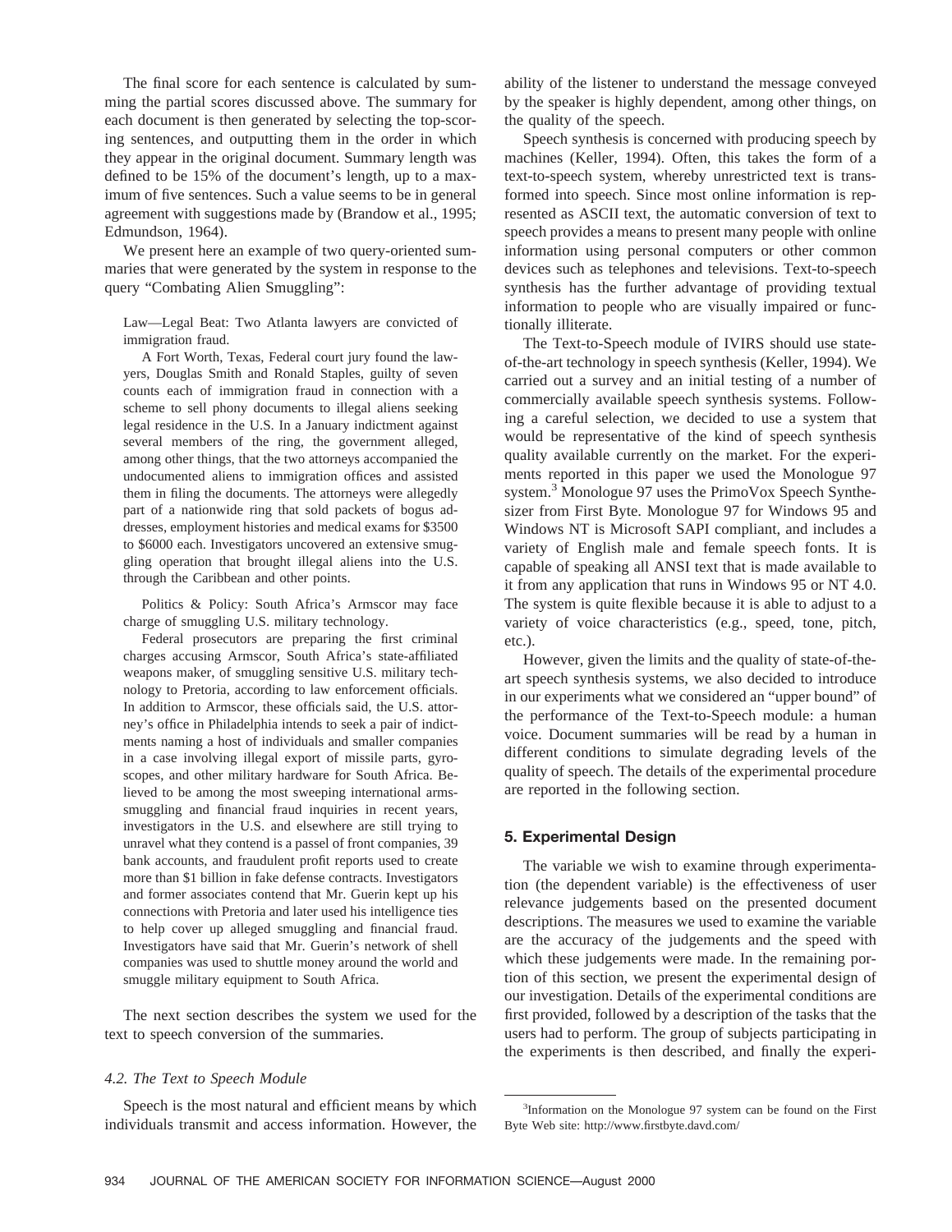The final score for each sentence is calculated by summing the partial scores discussed above. The summary for each document is then generated by selecting the top-scoring sentences, and outputting them in the order in which they appear in the original document. Summary length was defined to be 15% of the document's length, up to a maximum of five sentences. Such a value seems to be in general agreement with suggestions made by (Brandow et al., 1995; Edmundson, 1964).

We present here an example of two query-oriented summaries that were generated by the system in response to the query "Combating Alien Smuggling":

> Law—Legal Beat: Two Atlanta lawyers are convicted of immigration fraud.
>
> A Fort Worth, Texas, Federal court jury found the lawyers, Douglas Smith and Ronald Staples, guilty of seven counts each of immigration fraud in connection with a scheme to sell phony documents to illegal aliens seeking legal residence in the U.S. In a January indictment against several members of the ring, the government alleged, among other things, that the two attorneys accompanied the undocumented aliens to immigration offices and assisted them in filing the documents. The attorneys were allegedly part of a nationwide ring that sold packets of bogus addresses, employment histories and medical exams for $3500 to $6000 each. Investigators uncovered an extensive smuggling operation that brought illegal aliens into the U.S. through the Caribbean and other points.
>
> Politics & Policy: South Africa's Armscor may face charge of smuggling U.S. military technology.
>
> Federal prosecutors are preparing the first criminal charges accusing Armscor, South Africa's state-affiliated weapons maker, of smuggling sensitive U.S. military technology to Pretoria, according to law enforcement officials. In addition to Armscor, these officials said, the U.S. attorney's office in Philadelphia intends to seek a pair of indictments naming a host of individuals and smaller companies in a case involving illegal export of missile parts, gyroscopes, and other military hardware for South Africa. Believed to be among the most sweeping international arms-smuggling and financial fraud inquiries in recent years, investigators in the U.S. and elsewhere are still trying to unravel what they contend is a passel of front companies, 39 bank accounts, and fraudulent profit reports used to create more than $1 billion in fake defense contracts. Investigators and former associates contend that Mr. Guerin kept up his connections with Pretoria and later used his intelligence ties to help cover up alleged smuggling and financial fraud. Investigators have said that Mr. Guerin's network of shell companies was used to shuttle money around the world and smuggle military equipment to South Africa.

The next section describes the system we used for the text to speech conversion of the summaries.

### *4.2. The Text to Speech Module*

Speech is the most natural and efficient means by which individuals transmit and access information. However, the ability of the listener to understand the message conveyed by the speaker is highly dependent, among other things, on the quality of the speech.

Speech synthesis is concerned with producing speech by machines (Keller, 1994). Often, this takes the form of a text-to-speech system, whereby unrestricted text is transformed into speech. Since most online information is represented as ASCII text, the automatic conversion of text to speech provides a means to present many people with online information using personal computers or other common devices such as telephones and televisions. Text-to-speech synthesis has the further advantage of providing textual information to people who are visually impaired or functionally illiterate.

The Text-to-Speech module of IVIRS should use state-of-the-art technology in speech synthesis (Keller, 1994). We carried out a survey and an initial testing of a number of commercially available speech synthesis systems. Following a careful selection, we decided to use a system that would be representative of the kind of speech synthesis quality available currently on the market. For the experiments reported in this paper we used the Monologue 97 system.[3] Monologue 97 uses the PrimoVox Speech Synthesizer from First Byte. Monologue 97 for Windows 95 and Windows NT is Microsoft SAPI compliant, and includes a variety of English male and female speech fonts. It is capable of speaking all ANSI text that is made available to it from any application that runs in Windows 95 or NT 4.0. The system is quite flexible because it is able to adjust to a variety of voice characteristics (e.g., speed, tone, pitch, etc.).

However, given the limits and the quality of state-of-the-art speech synthesis systems, we also decided to introduce in our experiments what we considered an "upper bound" of the performance of the Text-to-Speech module: a human voice. Document summaries will be read by a human in different conditions to simulate degrading levels of the quality of speech. The details of the experimental procedure are reported in the following section.

## 5. Experimental Design

The variable we wish to examine through experimentation (the dependent variable) is the effectiveness of user relevance judgements based on the presented document descriptions. The measures we used to examine the variable are the accuracy of the judgements and the speed with which these judgements were made. In the remaining portion of this section, we present the experimental design of our investigation. Details of the experimental conditions are first provided, followed by a description of the tasks that the users had to perform. The group of subjects participating in the experiments is then described, and finally the experi-

[3] Information on the Monologue 97 system can be found on the First Byte Web site: http://www.firstbyte.davd.com/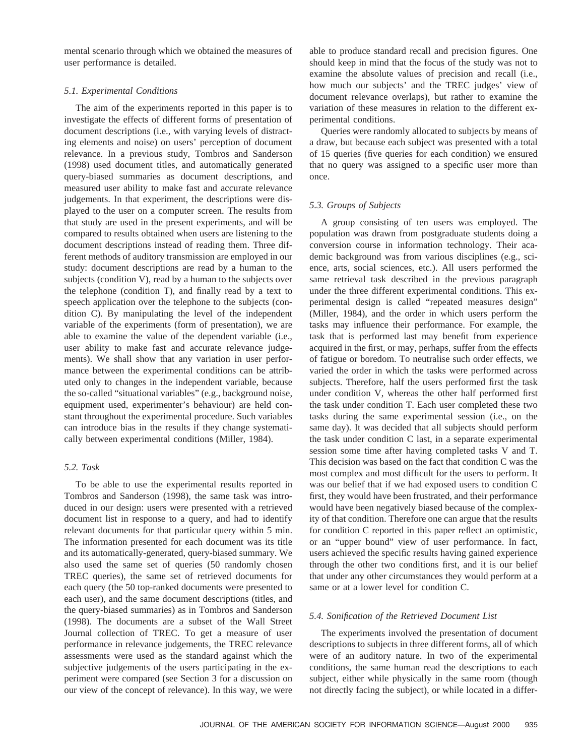mental scenario through which we obtained the measures of user performance is detailed.

### 5.1. Experimental Conditions

The aim of the experiments reported in this paper is to investigate the effects of different forms of presentation of document descriptions (i.e., with varying levels of distracting elements and noise) on users' perception of document relevance. In a previous study, Tombros and Sanderson (1998) used document titles, and automatically generated query-biased summaries as document descriptions, and measured user ability to make fast and accurate relevance judgements. In that experiment, the descriptions were displayed to the user on a computer screen. The results from that study are used in the present experiments, and will be compared to results obtained when users are listening to the document descriptions instead of reading them. Three different methods of auditory transmission are employed in our study: document descriptions are read by a human to the subjects (condition V), read by a human to the subjects over the telephone (condition T), and finally read by a text to speech application over the telephone to the subjects (condition C). By manipulating the level of the independent variable of the experiments (form of presentation), we are able to examine the value of the dependent variable (i.e., user ability to make fast and accurate relevance judgements). We shall show that any variation in user performance between the experimental conditions can be attributed only to changes in the independent variable, because the so-called "situational variables" (e.g., background noise, equipment used, experimenter's behaviour) are held constant throughout the experimental procedure. Such variables can introduce bias in the results if they change systematically between experimental conditions (Miller, 1984).

### 5.2. Task

To be able to use the experimental results reported in Tombros and Sanderson (1998), the same task was introduced in our design: users were presented with a retrieved document list in response to a query, and had to identify relevant documents for that particular query within 5 min. The information presented for each document was its title and its automatically-generated, query-biased summary. We also used the same set of queries (50 randomly chosen TREC queries), the same set of retrieved documents for each query (the 50 top-ranked documents were presented to each user), and the same document descriptions (titles, and the query-biased summaries) as in Tombros and Sanderson (1998). The documents are a subset of the Wall Street Journal collection of TREC. To get a measure of user performance in relevance judgements, the TREC relevance assessments were used as the standard against which the subjective judgements of the users participating in the experiment were compared (see Section 3 for a discussion on our view of the concept of relevance). In this way, we were able to produce standard recall and precision figures. One should keep in mind that the focus of the study was not to examine the absolute values of precision and recall (i.e., how much our subjects' and the TREC judges' view of document relevance overlaps), but rather to examine the variation of these measures in relation to the different experimental conditions.

Queries were randomly allocated to subjects by means of a draw, but because each subject was presented with a total of 15 queries (five queries for each condition) we ensured that no query was assigned to a specific user more than once.

### 5.3. Groups of Subjects

A group consisting of ten users was employed. The population was drawn from postgraduate students doing a conversion course in information technology. Their academic background was from various disciplines (e.g., science, arts, social sciences, etc.). All users performed the same retrieval task described in the previous paragraph under the three different experimental conditions. This experimental design is called "repeated measures design" (Miller, 1984), and the order in which users perform the tasks may influence their performance. For example, the task that is performed last may benefit from experience acquired in the first, or may, perhaps, suffer from the effects of fatigue or boredom. To neutralise such order effects, we varied the order in which the tasks were performed across subjects. Therefore, half the users performed first the task under condition V, whereas the other half performed first the task under condition T. Each user completed these two tasks during the same experimental session (i.e., on the same day). It was decided that all subjects should perform the task under condition C last, in a separate experimental session some time after having completed tasks V and T. This decision was based on the fact that condition C was the most complex and most difficult for the users to perform. It was our belief that if we had exposed users to condition C first, they would have been frustrated, and their performance would have been negatively biased because of the complexity of that condition. Therefore one can argue that the results for condition C reported in this paper reflect an optimistic, or an "upper bound" view of user performance. In fact, users achieved the specific results having gained experience through the other two conditions first, and it is our belief that under any other circumstances they would perform at a same or at a lower level for condition C.

### 5.4. Sonification of the Retrieved Document List

The experiments involved the presentation of document descriptions to subjects in three different forms, all of which were of an auditory nature. In two of the experimental conditions, the same human read the descriptions to each subject, either while physically in the same room (though not directly facing the subject), or while located in a differ-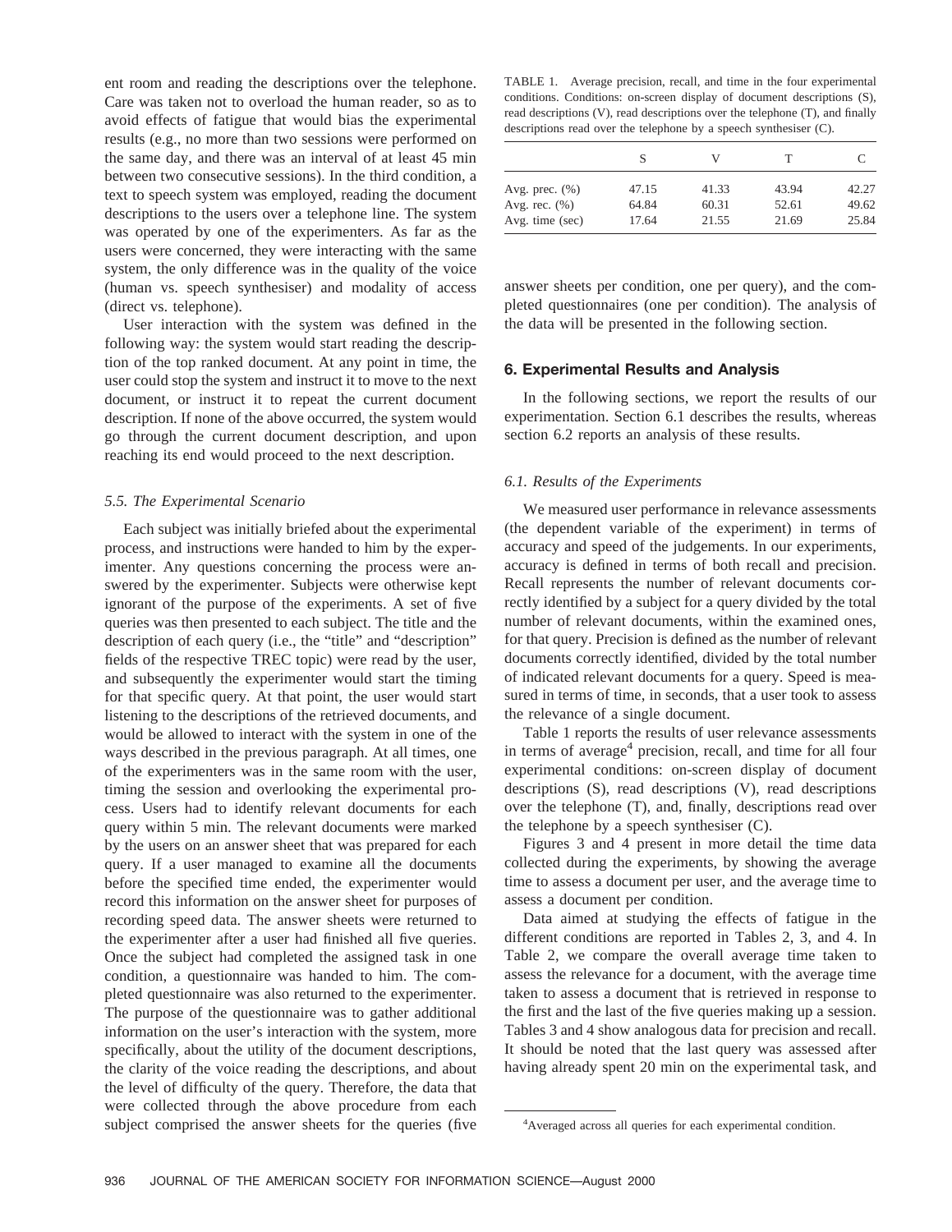ent room and reading the descriptions over the telephone. Care was taken not to overload the human reader, so as to avoid effects of fatigue that would bias the experimental results (e.g., no more than two sessions were performed on the same day, and there was an interval of at least 45 min between two consecutive sessions). In the third condition, a text to speech system was employed, reading the document descriptions to the users over a telephone line. The system was operated by one of the experimenters. As far as the users were concerned, they were interacting with the same system, the only difference was in the quality of the voice (human vs. speech synthesiser) and modality of access (direct vs. telephone).

User interaction with the system was defined in the following way: the system would start reading the description of the top ranked document. At any point in time, the user could stop the system and instruct it to move to the next document, or instruct it to repeat the current document description. If none of the above occurred, the system would go through the current document description, and upon reaching its end would proceed to the next description.

### 5.5. The Experimental Scenario

Each subject was initially briefed about the experimental process, and instructions were handed to him by the experimenter. Any questions concerning the process were answered by the experimenter. Subjects were otherwise kept ignorant of the purpose of the experiments. A set of five queries was then presented to each subject. The title and the description of each query (i.e., the "title" and "description" fields of the respective TREC topic) were read by the user, and subsequently the experimenter would start the timing for that specific query. At that point, the user would start listening to the descriptions of the retrieved documents, and would be allowed to interact with the system in one of the ways described in the previous paragraph. At all times, one of the experimenters was in the same room with the user, timing the session and overlooking the experimental process. Users had to identify relevant documents for each query within 5 min. The relevant documents were marked by the users on an answer sheet that was prepared for each query. If a user managed to examine all the documents before the specified time ended, the experimenter would record this information on the answer sheet for purposes of recording speed data. The answer sheets were returned to the experimenter after a user had finished all five queries. Once the subject had completed the assigned task in one condition, a questionnaire was handed to him. The completed questionnaire was also returned to the experimenter. The purpose of the questionnaire was to gather additional information on the user's interaction with the system, more specifically, about the utility of the document descriptions, the clarity of the voice reading the descriptions, and about the level of difficulty of the query. Therefore, the data that were collected through the above procedure from each subject comprised the answer sheets for the queries (five answer sheets per condition, one per query), and the completed questionnaires (one per condition). The analysis of the data will be presented in the following section.

TABLE 1. Average precision, recall, and time in the four experimental conditions. Conditions: on-screen display of document descriptions (S), read descriptions (V), read descriptions over the telephone (T), and finally descriptions read over the telephone by a speech synthesiser (C).

| | S | V | T | C |
|---|---|---|---|---|
| Avg. prec. (%) | 47.15 | 41.33 | 43.94 | 42.27 |
| Avg. rec. (%) | 64.84 | 60.31 | 52.61 | 49.62 |
| Avg. time (sec) | 17.64 | 21.55 | 21.69 | 25.84 |

## 6. Experimental Results and Analysis

In the following sections, we report the results of our experimentation. Section 6.1 describes the results, whereas section 6.2 reports an analysis of these results.

### 6.1. Results of the Experiments

We measured user performance in relevance assessments (the dependent variable of the experiment) in terms of accuracy and speed of the judgements. In our experiments, accuracy is defined in terms of both recall and precision. Recall represents the number of relevant documents correctly identified by a subject for a query divided by the total number of relevant documents, within the examined ones, for that query. Precision is defined as the number of relevant documents correctly identified, divided by the total number of indicated relevant documents for a query. Speed is measured in terms of time, in seconds, that a user took to assess the relevance of a single document.

Table 1 reports the results of user relevance assessments in terms of average[4] precision, recall, and time for all four experimental conditions: on-screen display of document descriptions (S), read descriptions (V), read descriptions over the telephone (T), and, finally, descriptions read over the telephone by a speech synthesiser (C).

Figures 3 and 4 present in more detail the time data collected during the experiments, by showing the average time to assess a document per user, and the average time to assess a document per condition.

Data aimed at studying the effects of fatigue in the different conditions are reported in Tables 2, 3, and 4. In Table 2, we compare the overall average time taken to assess the relevance for a document, with the average time taken to assess a document that is retrieved in response to the first and the last of the five queries making up a session. Tables 3 and 4 show analogous data for precision and recall. It should be noted that the last query was assessed after having already spent 20 min on the experimental task, and

[4] Averaged across all queries for each experimental condition.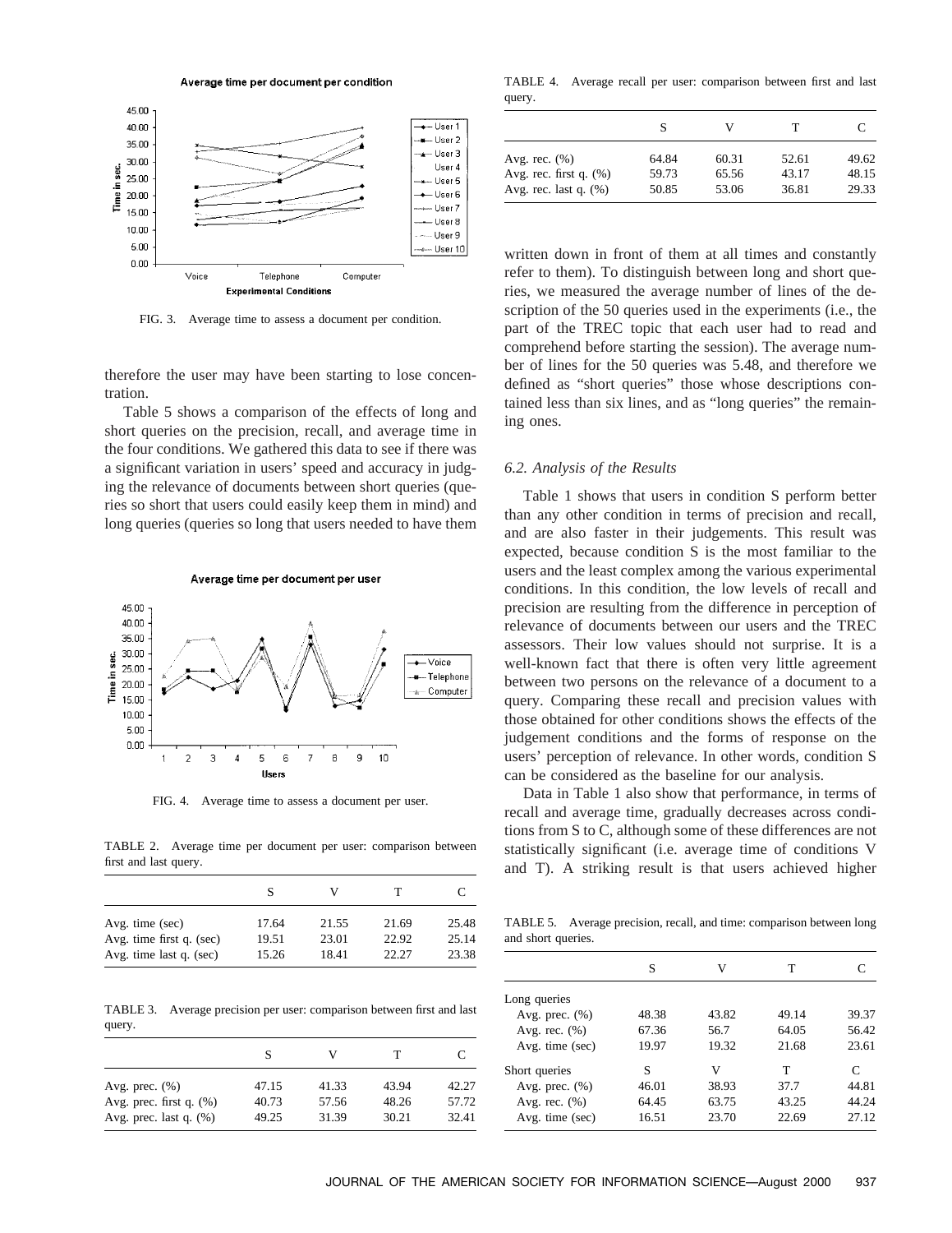FIG. 3. Average time to assess a document per condition.

therefore the user may have been starting to lose concentration.

Table 5 shows a comparison of the effects of long and short queries on the precision, recall, and average time in the four conditions. We gathered this data to see if there was a significant variation in users' speed and accuracy in judging the relevance of documents between short queries (queries so short that users could easily keep them in mind) and long queries (queries so long that users needed to have them written down in front of them at all times and constantly refer to them). To distinguish between long and short queries, we measured the average number of lines of the description of the 50 queries used in the experiments (i.e., the part of the TREC topic that each user had to read and comprehend before starting the session). The average number of lines for the 50 queries was 5.48, and therefore we defined as "short queries" those whose descriptions contained less than six lines, and as "long queries" the remaining ones.

FIG. 4. Average time to assess a document per user.

TABLE 2. Average time per document per user: comparison between first and last query.

| | S | V | T | C |
|---|---|---|---|---|
| Avg. time (sec) | 17.64 | 21.55 | 21.69 | 25.48 |
| Avg. time first q. (sec) | 19.51 | 23.01 | 22.92 | 25.14 |
| Avg. time last q. (sec) | 15.26 | 18.41 | 22.27 | 23.38 |

TABLE 3. Average precision per user: comparison between first and last query.

| | S | V | T | C |
|---|---|---|---|---|
| Avg. prec. (%) | 47.15 | 41.33 | 43.94 | 42.27 |
| Avg. prec. first q. (%) | 40.73 | 57.56 | 48.26 | 57.72 |
| Avg. prec. last q. (%) | 49.25 | 31.39 | 30.21 | 32.41 |

TABLE 4. Average recall per user: comparison between first and last query.

| | S | V | T | C |
|---|---|---|---|---|
| Avg. rec. (%) | 64.84 | 60.31 | 52.61 | 49.62 |
| Avg. rec. first q. (%) | 59.73 | 65.56 | 43.17 | 48.15 |
| Avg. rec. last q. (%) | 50.85 | 53.06 | 36.81 | 29.33 |

### 6.2. Analysis of the Results

Table 1 shows that users in condition S perform better than any other condition in terms of precision and recall, and are also faster in their judgements. This result was expected, because condition S is the most familiar to the users and the least complex among the various experimental conditions. In this condition, the low levels of recall and precision are resulting from the difference in perception of relevance of documents between our users and the TREC assessors. Their low values should not surprise. It is a well-known fact that there is often very little agreement between two persons on the relevance of a document to a query. Comparing these recall and precision values with those obtained for other conditions shows the effects of the judgement conditions and the forms of response on the users' perception of relevance. In other words, condition S can be considered as the baseline for our analysis.

Data in Table 1 also show that performance, in terms of recall and average time, gradually decreases across conditions from S to C, although some of these differences are not statistically significant (i.e. average time of conditions V and T). A striking result is that users achieved higher

TABLE 5. Average precision, recall, and time: comparison between long and short queries.

| | S | V | T | C |
|---|---|---|---|---|
| Long queries | | | | |
| Avg. prec. (%) | 48.38 | 43.82 | 49.14 | 39.37 |
| Avg. rec. (%) | 67.36 | 56.7 | 64.05 | 56.42 |
| Avg. time (sec) | 19.97 | 19.32 | 21.68 | 23.61 |
| Short queries | S | V | T | C |
| Avg. prec. (%) | 46.01 | 38.93 | 37.7 | 44.81 |
| Avg. rec. (%) | 64.45 | 63.75 | 43.25 | 44.24 |
| Avg. time (sec) | 16.51 | 23.70 | 22.69 | 27.12 |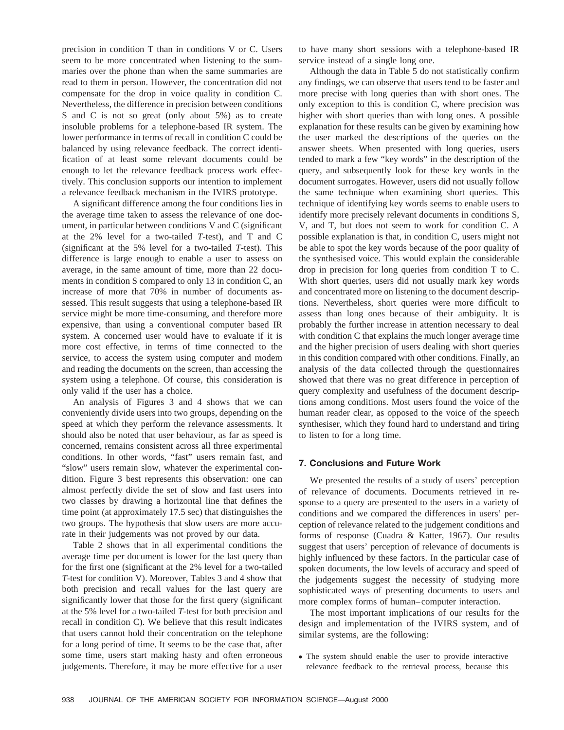precision in condition T than in conditions V or C. Users seem to be more concentrated when listening to the summaries over the phone than when the same summaries are read to them in person. However, the concentration did not compensate for the drop in voice quality in condition C. Nevertheless, the difference in precision between conditions S and C is not so great (only about 5%) as to create insoluble problems for a telephone-based IR system. The lower performance in terms of recall in condition C could be balanced by using relevance feedback. The correct identification of at least some relevant documents could be enough to let the relevance feedback process work effectively. This conclusion supports our intention to implement a relevance feedback mechanism in the IVIRS prototype.

A significant difference among the four conditions lies in the average time taken to assess the relevance of one document, in particular between conditions V and C (significant at the 2% level for a two-tailed *T*-test), and T and C (significant at the 5% level for a two-tailed *T*-test). This difference is large enough to enable a user to assess on average, in the same amount of time, more than 22 documents in condition S compared to only 13 in condition C, an increase of more that 70% in number of documents assessed. This result suggests that using a telephone-based IR service might be more time-consuming, and therefore more expensive, than using a conventional computer based IR system. A concerned user would have to evaluate if it is more cost effective, in terms of time connected to the service, to access the system using computer and modem and reading the documents on the screen, than accessing the system using a telephone. Of course, this consideration is only valid if the user has a choice.

An analysis of Figures 3 and 4 shows that we can conveniently divide users into two groups, depending on the speed at which they perform the relevance assessments. It should also be noted that user behaviour, as far as speed is concerned, remains consistent across all three experimental conditions. In other words, "fast" users remain fast, and "slow" users remain slow, whatever the experimental condition. Figure 3 best represents this observation: one can almost perfectly divide the set of slow and fast users into two classes by drawing a horizontal line that defines the time point (at approximately 17.5 sec) that distinguishes the two groups. The hypothesis that slow users are more accurate in their judgements was not proved by our data.

Table 2 shows that in all experimental conditions the average time per document is lower for the last query than for the first one (significant at the 2% level for a two-tailed *T*-test for condition V). Moreover, Tables 3 and 4 show that both precision and recall values for the last query are significantly lower that those for the first query (significant at the 5% level for a two-tailed *T*-test for both precision and recall in condition C). We believe that this result indicates that users cannot hold their concentration on the telephone for a long period of time. It seems to be the case that, after some time, users start making hasty and often erroneous judgements. Therefore, it may be more effective for a user to have many short sessions with a telephone-based IR service instead of a single long one.

Although the data in Table 5 do not statistically confirm any findings, we can observe that users tend to be faster and more precise with long queries than with short ones. The only exception to this is condition C, where precision was higher with short queries than with long ones. A possible explanation for these results can be given by examining how the user marked the descriptions of the queries on the answer sheets. When presented with long queries, users tended to mark a few "key words" in the description of the query, and subsequently look for these key words in the document surrogates. However, users did not usually follow the same technique when examining short queries. This technique of identifying key words seems to enable users to identify more precisely relevant documents in conditions S, V, and T, but does not seem to work for condition C. A possible explanation is that, in condition C, users might not be able to spot the key words because of the poor quality of the synthesised voice. This would explain the considerable drop in precision for long queries from condition T to C. With short queries, users did not usually mark key words and concentrated more on listening to the document descriptions. Nevertheless, short queries were more difficult to assess than long ones because of their ambiguity. It is probably the further increase in attention necessary to deal with condition C that explains the much longer average time and the higher precision of users dealing with short queries in this condition compared with other conditions. Finally, an analysis of the data collected through the questionnaires showed that there was no great difference in perception of query complexity and usefulness of the document descriptions among conditions. Most users found the voice of the human reader clear, as opposed to the voice of the speech synthesiser, which they found hard to understand and tiring to listen to for a long time.

## 7. Conclusions and Future Work

We presented the results of a study of users' perception of relevance of documents. Documents retrieved in response to a query are presented to the users in a variety of conditions and we compared the differences in users' perception of relevance related to the judgement conditions and forms of response (Cuadra & Katter, 1967). Our results suggest that users' perception of relevance of documents is highly influenced by these factors. In the particular case of spoken documents, the low levels of accuracy and speed of the judgements suggest the necessity of studying more sophisticated ways of presenting documents to users and more complex forms of human–computer interaction.

The most important implications of our results for the design and implementation of the IVIRS system, and of similar systems, are the following:

- The system should enable the user to provide interactive relevance feedback to the retrieval process, because this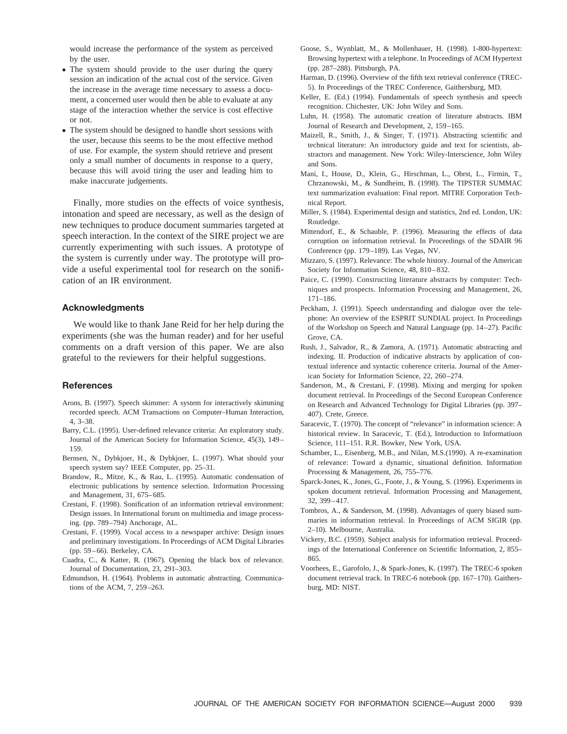would increase the performance of the system as perceived by the user.

- The system should provide to the user during the query session an indication of the actual cost of the service. Given the increase in the average time necessary to assess a document, a concerned user would then be able to evaluate at any stage of the interaction whether the service is cost effective or not.
- The system should be designed to handle short sessions with the user, because this seems to be the most effective method of use. For example, the system should retrieve and present only a small number of documents in response to a query, because this will avoid tiring the user and leading him to make inaccurate judgements.

Finally, more studies on the effects of voice synthesis, intonation and speed are necessary, as well as the design of new techniques to produce document summaries targeted at speech interaction. In the context of the SIRE project we are currently experimenting with such issues. A prototype of the system is currently under way. The prototype will provide a useful experimental tool for research on the sonification of an IR environment.

## Acknowledgments

We would like to thank Jane Reid for her help during the experiments (she was the human reader) and for her useful comments on a draft version of this paper. We are also grateful to the reviewers for their helpful suggestions.

## References

Arons, B. (1997). Speech skimmer: A system for interactively skimming recorded speech. ACM Transactions on Computer–Human Interaction, 4, 3–38.

Barry, C.L. (1995). User-defined relevance criteria: An exploratory study. Journal of the American Society for Information Science, 45(3), 149–159.

Bernsen, N., Dybkjoer, H., & Dybkjoer, L. (1997). What should your speech system say? IEEE Computer, pp. 25–31.

Brandow, R., Mitze, K., & Rau, L. (1995). Automatic condensation of electronic publications by sentence selection. Information Processing and Management, 31, 675–685.

Crestani, F. (1998). Sonification of an information retrieval environment: Design issues. In International forum on multimedia and image processing. (pp. 789–794) Anchorage, AL.

Crestani, F. (1999). Vocal access to a newspaper archive: Design issues and preliminary investigations. In Proceedings of ACM Digital Libraries (pp. 59–66). Berkeley, CA.

Cuadra, C., & Katter, R. (1967). Opening the black box of relevance. Journal of Documentation, 23, 291–303.

Edmundson, H. (1964). Problems in automatic abstracting. Communications of the ACM, 7, 259–263.

Goose, S., Wynblatt, M., & Mollenhauer, H. (1998). 1-800-hypertext: Browsing hypertext with a telephone. In Proceedings of ACM Hypertext (pp. 287–288). Pittsburgh, PA.

Harman, D. (1996). Overview of the fifth text retrieval conference (TREC-5). In Proceedings of the TREC Conference, Gaithersburg, MD.

Keller, E. (Ed.) (1994). Fundamentals of speech synthesis and speech recognition. Chichester, UK: John Wiley and Sons.

Luhn, H. (1958). The automatic creation of literature abstracts. IBM Journal of Research and Development, 2, 159–165.

Maizell, R., Smith, J., & Singer, T. (1971). Abstracting scientific and technical literature: An introductory guide and text for scientists, abstractors and management. New York: Wiley-Interscience, John Wiley and Sons.

Mani, I., House, D., Klein, G., Hirschman, L., Obrst, L., Firmin, T., Chrzanowski, M., & Sundheim, B. (1998). The TIPSTER SUMMAC text summarization evaluation: Final report. MITRE Corporation Technical Report.

Miller, S. (1984). Experimental design and statistics, 2nd ed. London, UK: Routledge.

Mittendorf, E., & Schauble, P. (1996). Measuring the effects of data corruption on information retrieval. In Proceedings of the SDAIR 96 Conference (pp. 179–189). Las Vegas, NV.

Mizzaro, S. (1997). Relevance: The whole history. Journal of the American Society for Information Science, 48, 810–832.

Paice, C. (1990). Constructing literature abstracts by computer: Techniques and prospects. Information Processing and Management, 26, 171–186.

Peckham, J. (1991). Speech understanding and dialogue over the telephone: An overview of the ESPRIT SUNDIAL project. In Proceedings of the Workshop on Speech and Natural Language (pp. 14–27). Pacific Grove, CA.

Rush, J., Salvador, R., & Zamora, A. (1971). Automatic abstracting and indexing. II. Production of indicative abstracts by application of contextual inference and syntactic coherence criteria. Journal of the American Society for Information Science, 22, 260–274.

Sanderson, M., & Crestani, F. (1998). Mixing and merging for spoken document retrieval. In Proceedings of the Second European Conference on Research and Advanced Technology for Digital Libraries (pp. 397–407). Crete, Greece.

Saracevic, T. (1970). The concept of "relevance" in information science: A historical review. In Saracevic, T. (Ed.), Introduction to Informatiuon Science, 111–151. R.R. Bowker, New York, USA.

Schamber, L., Eisenberg, M.B., and Nilan, M.S.(1990). A re-examination of relevance: Toward a dynamic, situational definition. Information Processing & Management, 26, 755–776.

Sparck-Jones, K., Jones, G., Foote, J., & Young, S. (1996). Experiments in spoken document retrieval. Information Processing and Management, 32, 399–417.

Tombros, A., & Sanderson, M. (1998). Advantages of query biased summaries in information retrieval. In Proceedings of ACM SIGIR (pp. 2–10). Melbourne, Australia.

Vickery, B.C. (1959). Subject analysis for information retrieval. Proceedings of the International Conference on Scientific Information, 2, 855–865.

Voorhees, E., Garofolo, J., & Spark-Jones, K. (1997). The TREC-6 spoken document retrieval track. In TREC-6 notebook (pp. 167–170). Gaithersburg, MD: NIST.